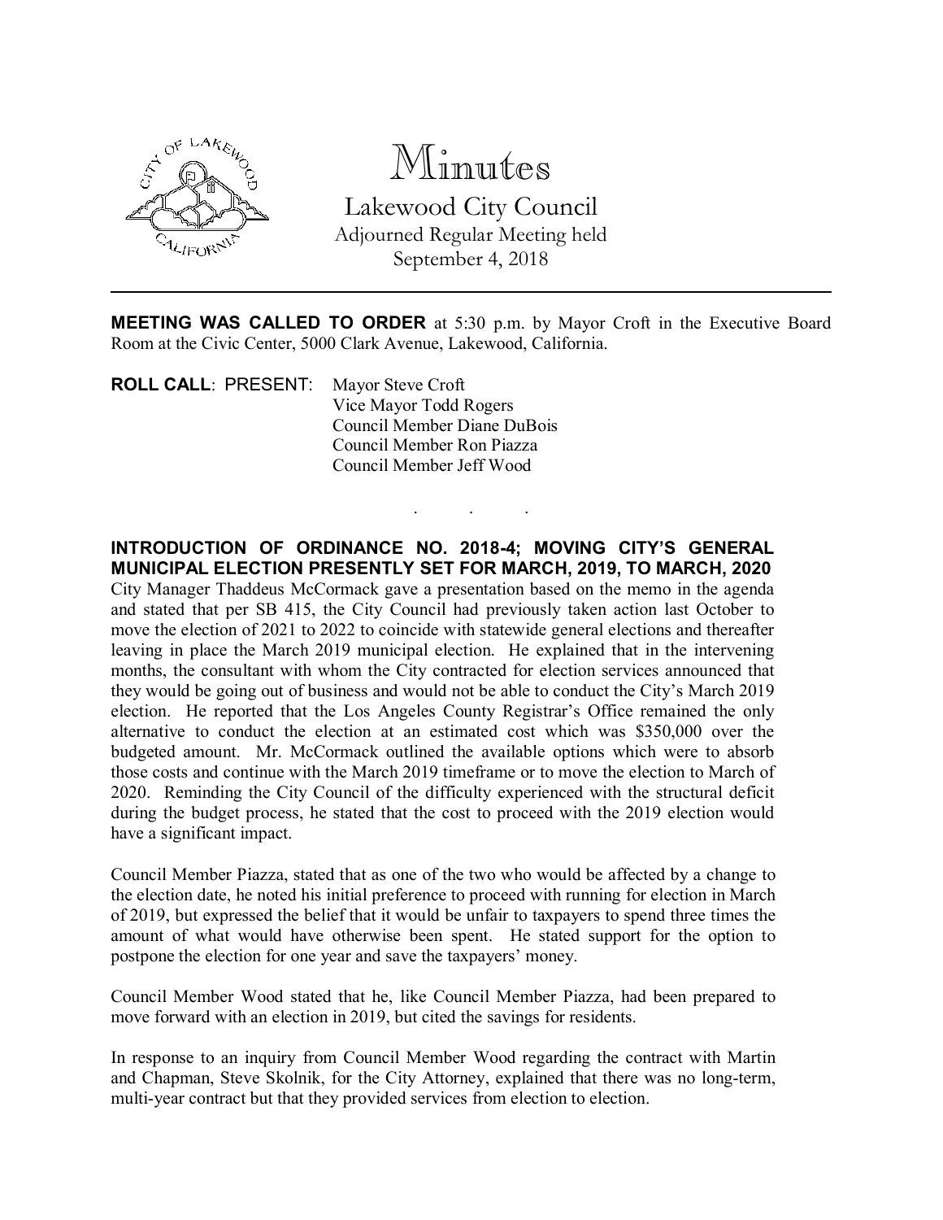# Minutes

## Lakewood City Council

Adjourned Regular Meeting held
September 4, 2018

---

**MEETING WAS CALLED TO ORDER** at 5:30 p.m. by Mayor Croft in the Executive Board Room at the Civic Center, 5000 Clark Avenue, Lakewood, California.

**ROLL CALL**: PRESENT: Mayor Steve Croft
Vice Mayor Todd Rogers
Council Member Diane DuBois
Council Member Ron Piazza
Council Member Jeff Wood

. . .

**INTRODUCTION OF ORDINANCE NO. 2018-4; MOVING CITY'S GENERAL MUNICIPAL ELECTION PRESENTLY SET FOR MARCH, 2019, TO MARCH, 2020**

City Manager Thaddeus McCormack gave a presentation based on the memo in the agenda and stated that per SB 415, the City Council had previously taken action last October to move the election of 2021 to 2022 to coincide with statewide general elections and thereafter leaving in place the March 2019 municipal election. He explained that in the intervening months, the consultant with whom the City contracted for election services announced that they would be going out of business and would not be able to conduct the City's March 2019 election. He reported that the Los Angeles County Registrar's Office remained the only alternative to conduct the election at an estimated cost which was $350,000 over the budgeted amount. Mr. McCormack outlined the available options which were to absorb those costs and continue with the March 2019 timeframe or to move the election to March of 2020. Reminding the City Council of the difficulty experienced with the structural deficit during the budget process, he stated that the cost to proceed with the 2019 election would have a significant impact.

Council Member Piazza, stated that as one of the two who would be affected by a change to the election date, he noted his initial preference to proceed with running for election in March of 2019, but expressed the belief that it would be unfair to taxpayers to spend three times the amount of what would have otherwise been spent. He stated support for the option to postpone the election for one year and save the taxpayers' money.

Council Member Wood stated that he, like Council Member Piazza, had been prepared to move forward with an election in 2019, but cited the savings for residents.

In response to an inquiry from Council Member Wood regarding the contract with Martin and Chapman, Steve Skolnik, for the City Attorney, explained that there was no long-term, multi-year contract but that they provided services from election to election.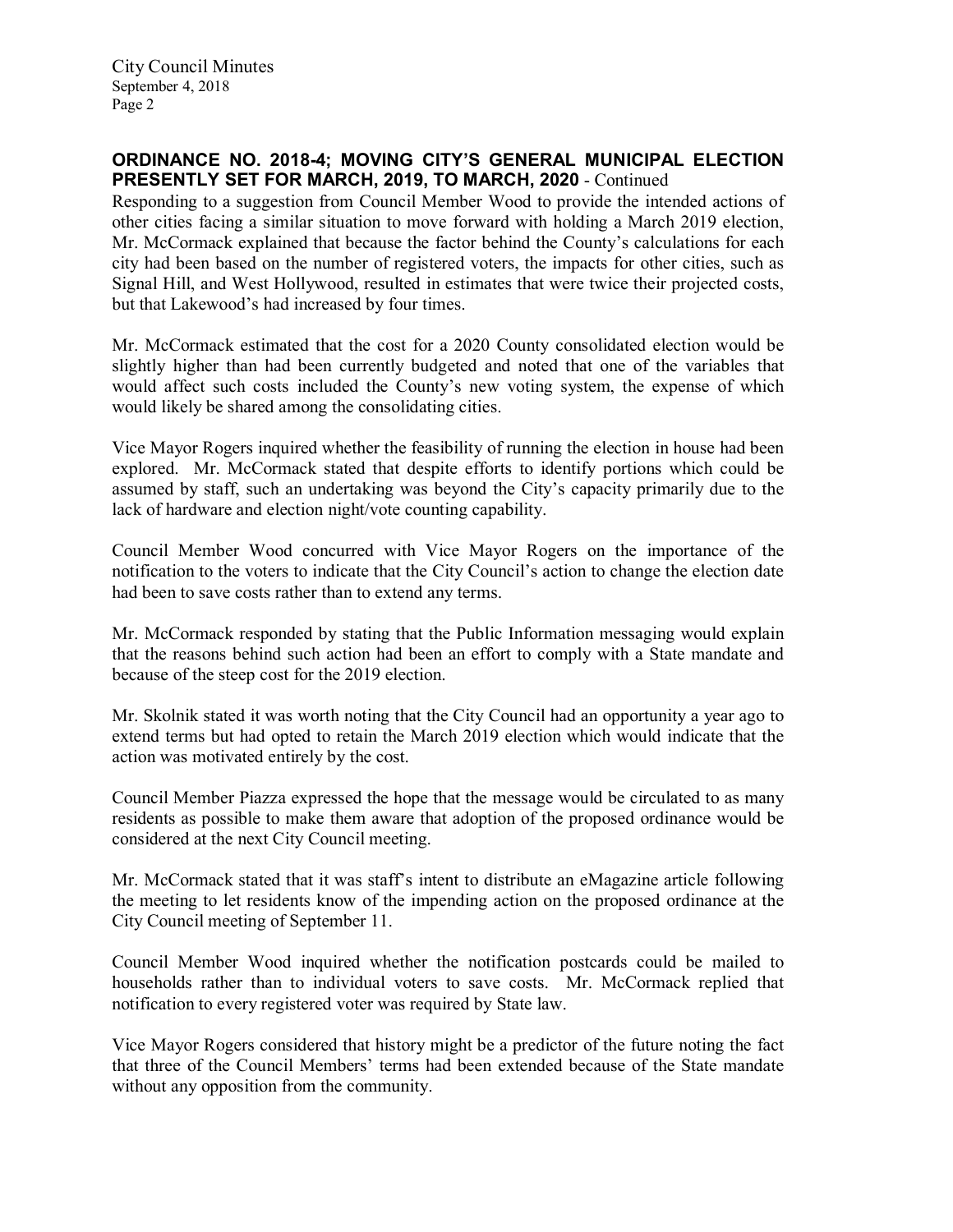**ORDINANCE NO. 2018-4; MOVING CITY'S GENERAL MUNICIPAL ELECTION PRESENTLY SET FOR MARCH, 2019, TO MARCH, 2020** - Continued

Responding to a suggestion from Council Member Wood to provide the intended actions of other cities facing a similar situation to move forward with holding a March 2019 election, Mr. McCormack explained that because the factor behind the County's calculations for each city had been based on the number of registered voters, the impacts for other cities, such as Signal Hill, and West Hollywood, resulted in estimates that were twice their projected costs, but that Lakewood's had increased by four times.

Mr. McCormack estimated that the cost for a 2020 County consolidated election would be slightly higher than had been currently budgeted and noted that one of the variables that would affect such costs included the County's new voting system, the expense of which would likely be shared among the consolidating cities.

Vice Mayor Rogers inquired whether the feasibility of running the election in house had been explored. Mr. McCormack stated that despite efforts to identify portions which could be assumed by staff, such an undertaking was beyond the City's capacity primarily due to the lack of hardware and election night/vote counting capability.

Council Member Wood concurred with Vice Mayor Rogers on the importance of the notification to the voters to indicate that the City Council's action to change the election date had been to save costs rather than to extend any terms.

Mr. McCormack responded by stating that the Public Information messaging would explain that the reasons behind such action had been an effort to comply with a State mandate and because of the steep cost for the 2019 election.

Mr. Skolnik stated it was worth noting that the City Council had an opportunity a year ago to extend terms but had opted to retain the March 2019 election which would indicate that the action was motivated entirely by the cost.

Council Member Piazza expressed the hope that the message would be circulated to as many residents as possible to make them aware that adoption of the proposed ordinance would be considered at the next City Council meeting.

Mr. McCormack stated that it was staff's intent to distribute an eMagazine article following the meeting to let residents know of the impending action on the proposed ordinance at the City Council meeting of September 11.

Council Member Wood inquired whether the notification postcards could be mailed to households rather than to individual voters to save costs. Mr. McCormack replied that notification to every registered voter was required by State law.

Vice Mayor Rogers considered that history might be a predictor of the future noting the fact that three of the Council Members' terms had been extended because of the State mandate without any opposition from the community.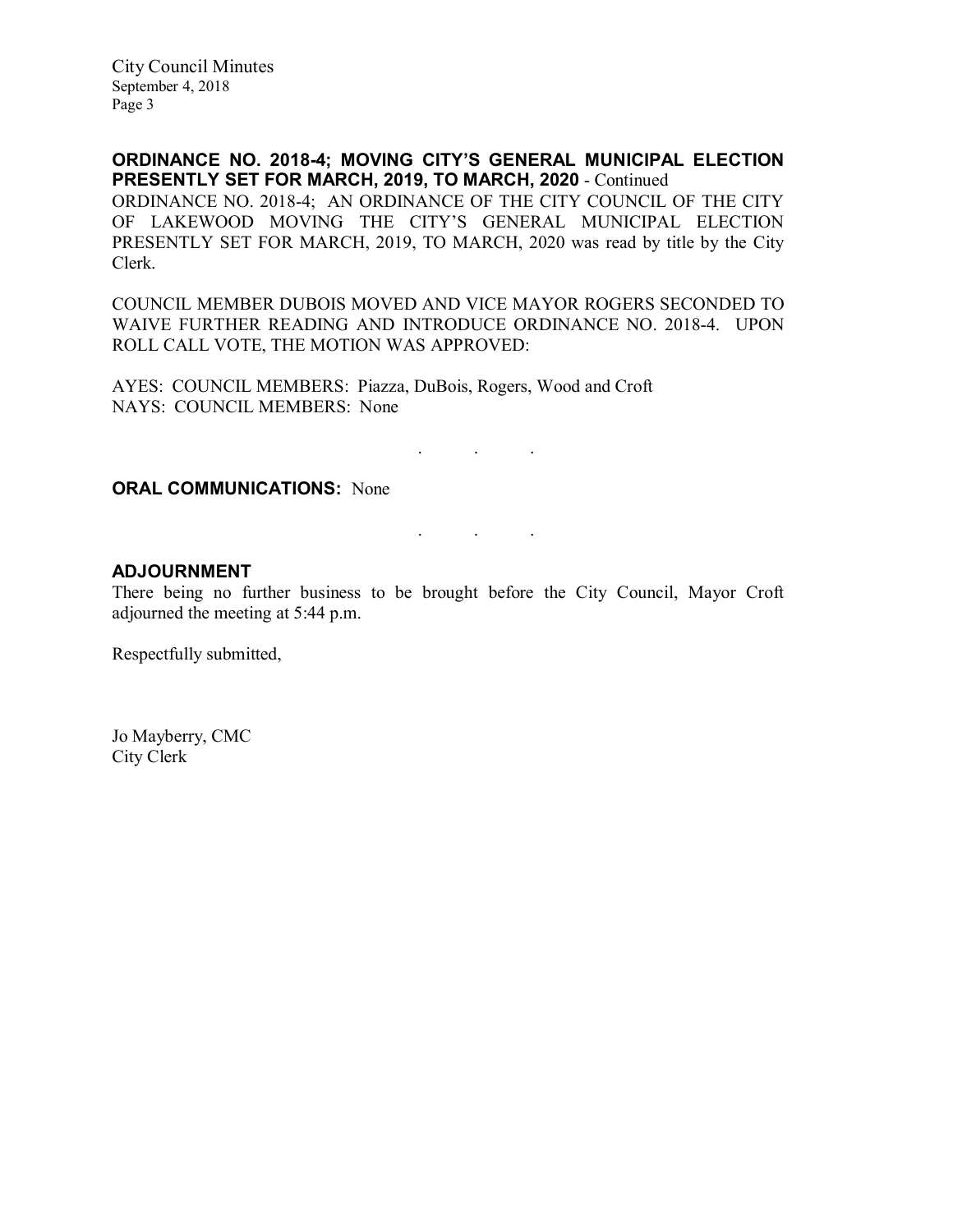**ORDINANCE NO. 2018-4; MOVING CITY'S GENERAL MUNICIPAL ELECTION PRESENTLY SET FOR MARCH, 2019, TO MARCH, 2020** - Continued

ORDINANCE NO. 2018-4; AN ORDINANCE OF THE CITY COUNCIL OF THE CITY OF LAKEWOOD MOVING THE CITY'S GENERAL MUNICIPAL ELECTION PRESENTLY SET FOR MARCH, 2019, TO MARCH, 2020 was read by title by the City Clerk.

COUNCIL MEMBER DUBOIS MOVED AND VICE MAYOR ROGERS SECONDED TO WAIVE FURTHER READING AND INTRODUCE ORDINANCE NO. 2018-4. UPON ROLL CALL VOTE, THE MOTION WAS APPROVED:

AYES: COUNCIL MEMBERS: Piazza, DuBois, Rogers, Wood and Croft
NAYS: COUNCIL MEMBERS: None

. . .

**ORAL COMMUNICATIONS:** None

. . .

## ADJOURNMENT

There being no further business to be brought before the City Council, Mayor Croft adjourned the meeting at 5:44 p.m.

Respectfully submitted,

Jo Mayberry, CMC
City Clerk